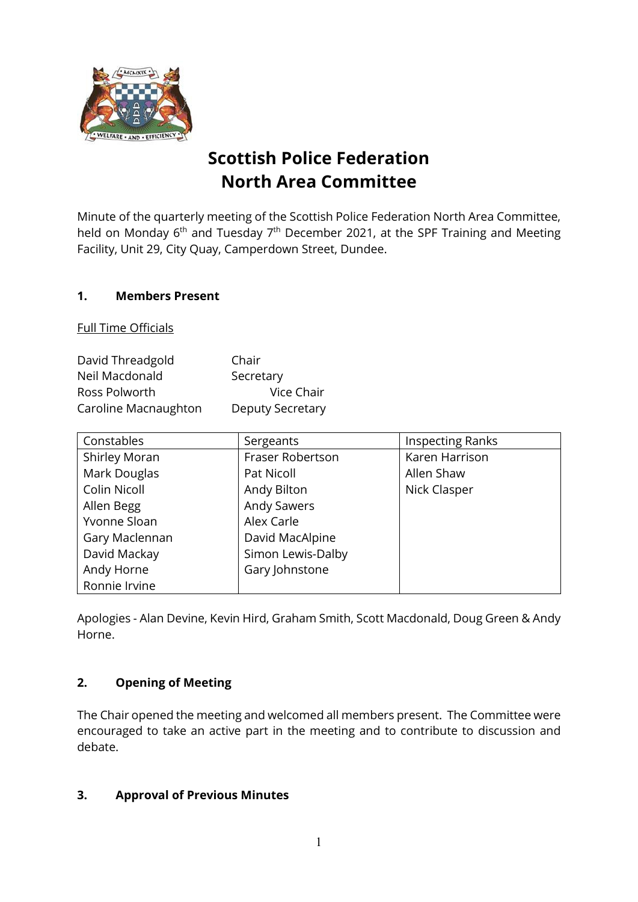# Scottish Police Federation
# North Area Committee

Minute of the quarterly meeting of the Scottish Police Federation North Area Committee, held on Monday 6th and Tuesday 7th December 2021, at the SPF Training and Meeting Facility, Unit 29, City Quay, Camperdown Street, Dundee.

## 1. Members Present

Full Time Officials

| | |
|---|---|
| David Threadgold | Chair |
| Neil Macdonald | Secretary |
| Ross Polworth | Vice Chair |
| Caroline Macnaughton | Deputy Secretary |

| Constables | Sergeants | Inspecting Ranks |
|---|---|---|
| Shirley Moran | Fraser Robertson | Karen Harrison |
| Mark Douglas | Pat Nicoll | Allen Shaw |
| Colin Nicoll | Andy Bilton | Nick Clasper |
| Allen Begg | Andy Sawers | |
| Yvonne Sloan | Alex Carle | |
| Gary Maclennan | David MacAlpine | |
| David Mackay | Simon Lewis-Dalby | |
| Andy Horne | Gary Johnstone | |
| Ronnie Irvine | | |

Apologies - Alan Devine, Kevin Hird, Graham Smith, Scott Macdonald, Doug Green & Andy Horne.

## 2. Opening of Meeting

The Chair opened the meeting and welcomed all members present. The Committee were encouraged to take an active part in the meeting and to contribute to discussion and debate.

## 3. Approval of Previous Minutes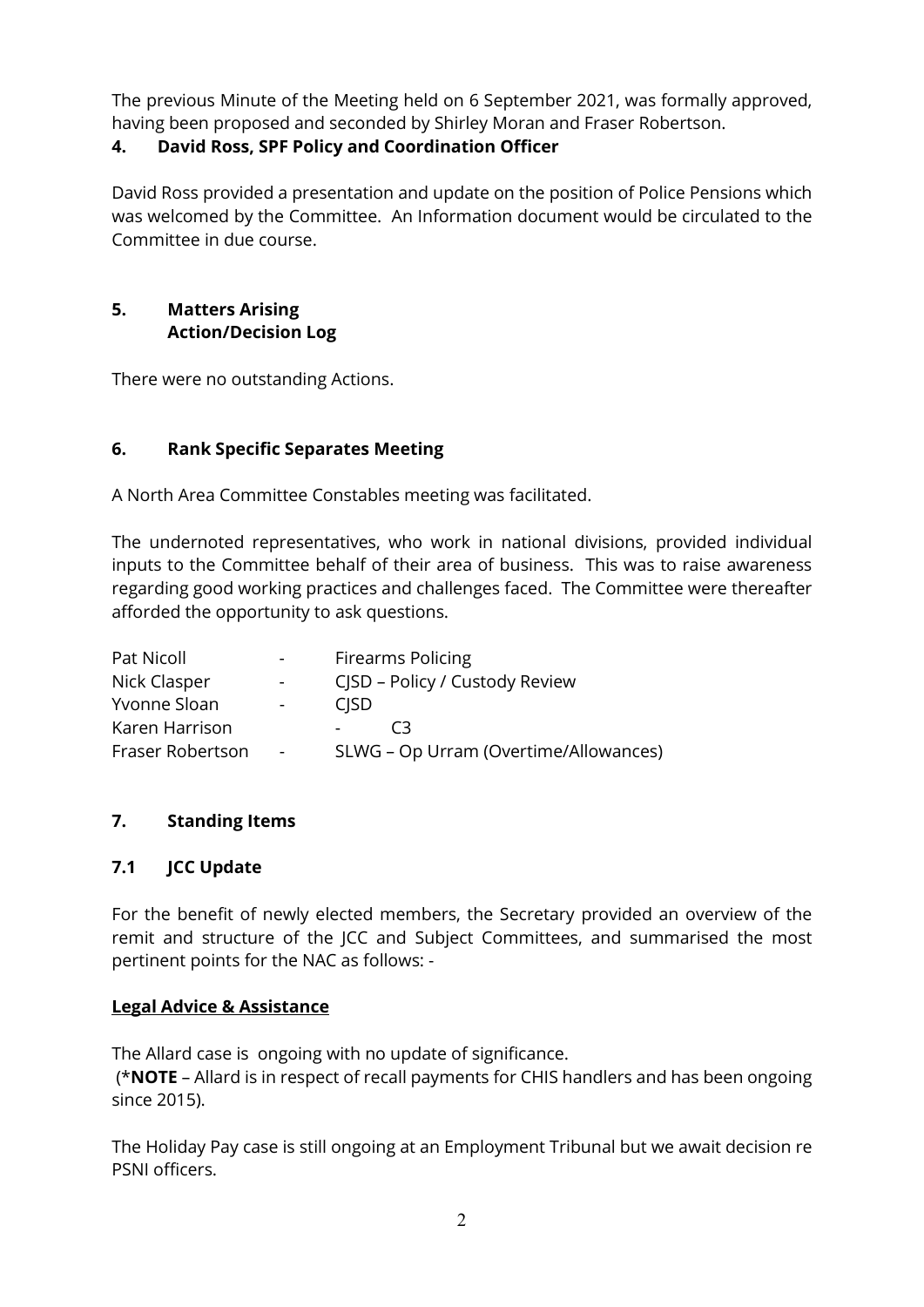The previous Minute of the Meeting held on 6 September 2021, was formally approved, having been proposed and seconded by Shirley Moran and Fraser Robertson.

**4. David Ross, SPF Policy and Coordination Officer**

David Ross provided a presentation and update on the position of Police Pensions which was welcomed by the Committee. An Information document would be circulated to the Committee in due course.

**5. Matters Arising**
**Action/Decision Log**

There were no outstanding Actions.

**6. Rank Specific Separates Meeting**

A North Area Committee Constables meeting was facilitated.

The undernoted representatives, who work in national divisions, provided individual inputs to the Committee behalf of their area of business. This was to raise awareness regarding good working practices and challenges faced. The Committee were thereafter afforded the opportunity to ask questions.

| | | |
|---|---|---|
| Pat Nicoll | - | Firearms Policing |
| Nick Clasper | - | CJSD – Policy / Custody Review |
| Yvonne Sloan | - | CJSD |
| Karen Harrison | - | C3 |
| Fraser Robertson | - | SLWG – Op Urram (Overtime/Allowances) |

**7. Standing Items**

**7.1 JCC Update**

For the benefit of newly elected members, the Secretary provided an overview of the remit and structure of the JCC and Subject Committees, and summarised the most pertinent points for the NAC as follows: -

**Legal Advice & Assistance**

The Allard case is ongoing with no update of significance.
(***NOTE** – Allard is in respect of recall payments for CHIS handlers and has been ongoing since 2015).

The Holiday Pay case is still ongoing at an Employment Tribunal but we await decision re PSNI officers.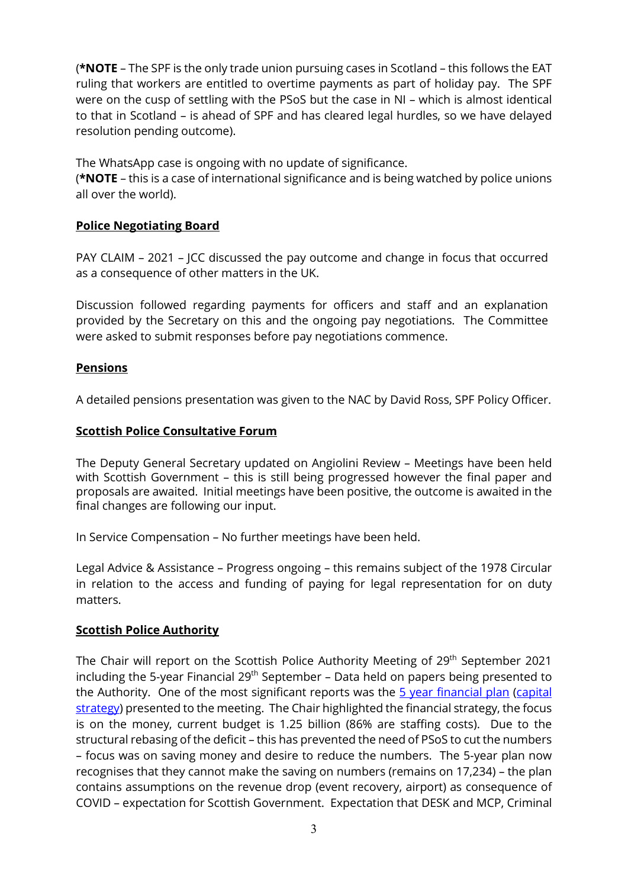(**\*NOTE** – The SPF is the only trade union pursuing cases in Scotland – this follows the EAT ruling that workers are entitled to overtime payments as part of holiday pay. The SPF were on the cusp of settling with the PSoS but the case in NI – which is almost identical to that in Scotland – is ahead of SPF and has cleared legal hurdles, so we have delayed resolution pending outcome).

The WhatsApp case is ongoing with no update of significance.
(**\*NOTE** – this is a case of international significance and is being watched by police unions all over the world).

## Police Negotiating Board

PAY CLAIM – 2021 – JCC discussed the pay outcome and change in focus that occurred as a consequence of other matters in the UK.

Discussion followed regarding payments for officers and staff and an explanation provided by the Secretary on this and the ongoing pay negotiations. The Committee were asked to submit responses before pay negotiations commence.

## Pensions

A detailed pensions presentation was given to the NAC by David Ross, SPF Policy Officer.

## Scottish Police Consultative Forum

The Deputy General Secretary updated on Angiolini Review – Meetings have been held with Scottish Government – this is still being progressed however the final paper and proposals are awaited. Initial meetings have been positive, the outcome is awaited in the final changes are following our input.

In Service Compensation – No further meetings have been held.

Legal Advice & Assistance – Progress ongoing – this remains subject of the 1978 Circular in relation to the access and funding of paying for legal representation for on duty matters.

## Scottish Police Authority

The Chair will report on the Scottish Police Authority Meeting of 29th September 2021 including the 5-year Financial 29th September – Data held on papers being presented to the Authority. One of the most significant reports was the [5 year financial plan](#) ([capital strategy](#)) presented to the meeting. The Chair highlighted the financial strategy, the focus is on the money, current budget is 1.25 billion (86% are staffing costs). Due to the structural rebasing of the deficit – this has prevented the need of PSoS to cut the numbers – focus was on saving money and desire to reduce the numbers. The 5-year plan now recognises that they cannot make the saving on numbers (remains on 17,234) – the plan contains assumptions on the revenue drop (event recovery, airport) as consequence of COVID – expectation for Scottish Government. Expectation that DESK and MCP, Criminal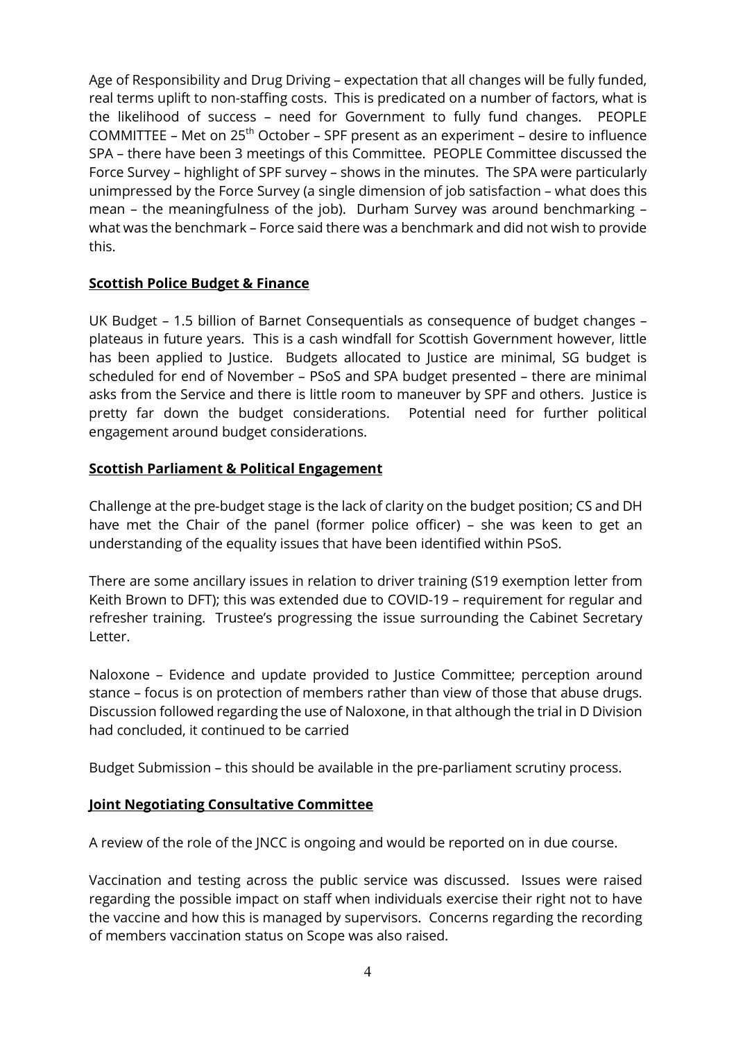Age of Responsibility and Drug Driving – expectation that all changes will be fully funded, real terms uplift to non-staffing costs. This is predicated on a number of factors, what is the likelihood of success – need for Government to fully fund changes. PEOPLE COMMITTEE – Met on 25th October – SPF present as an experiment – desire to influence SPA – there have been 3 meetings of this Committee. PEOPLE Committee discussed the Force Survey – highlight of SPF survey – shows in the minutes. The SPA were particularly unimpressed by the Force Survey (a single dimension of job satisfaction – what does this mean – the meaningfulness of the job). Durham Survey was around benchmarking – what was the benchmark – Force said there was a benchmark and did not wish to provide this.

**Scottish Police Budget & Finance**

UK Budget – 1.5 billion of Barnet Consequentials as consequence of budget changes – plateaus in future years. This is a cash windfall for Scottish Government however, little has been applied to Justice. Budgets allocated to Justice are minimal, SG budget is scheduled for end of November – PSoS and SPA budget presented – there are minimal asks from the Service and there is little room to maneuver by SPF and others. Justice is pretty far down the budget considerations. Potential need for further political engagement around budget considerations.

**Scottish Parliament & Political Engagement**

Challenge at the pre-budget stage is the lack of clarity on the budget position; CS and DH have met the Chair of the panel (former police officer) – she was keen to get an understanding of the equality issues that have been identified within PSoS.

There are some ancillary issues in relation to driver training (S19 exemption letter from Keith Brown to DFT); this was extended due to COVID-19 – requirement for regular and refresher training. Trustee's progressing the issue surrounding the Cabinet Secretary Letter.

Naloxone – Evidence and update provided to Justice Committee; perception around stance – focus is on protection of members rather than view of those that abuse drugs. Discussion followed regarding the use of Naloxone, in that although the trial in D Division had concluded, it continued to be carried

Budget Submission – this should be available in the pre-parliament scrutiny process.

**Joint Negotiating Consultative Committee**

A review of the role of the JNCC is ongoing and would be reported on in due course.

Vaccination and testing across the public service was discussed. Issues were raised regarding the possible impact on staff when individuals exercise their right not to have the vaccine and how this is managed by supervisors. Concerns regarding the recording of members vaccination status on Scope was also raised.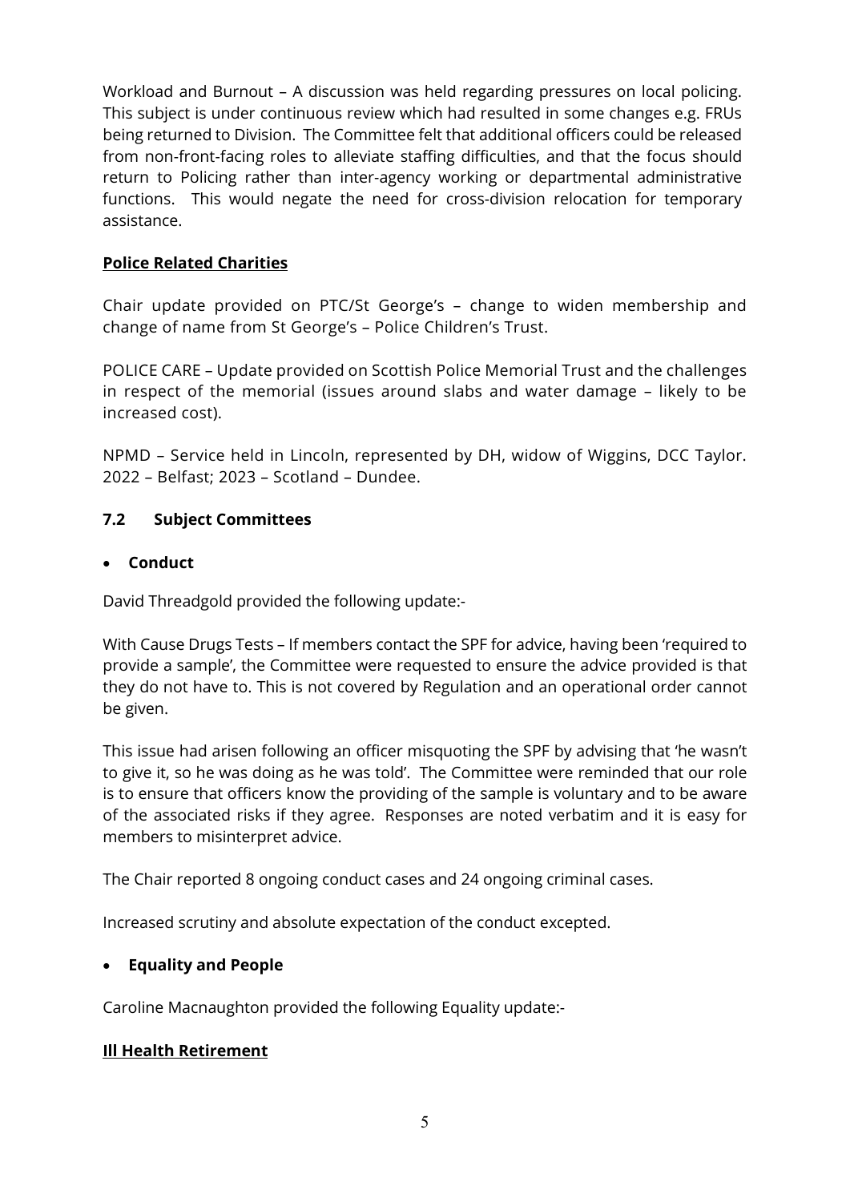Workload and Burnout – A discussion was held regarding pressures on local policing. This subject is under continuous review which had resulted in some changes e.g. FRUs being returned to Division. The Committee felt that additional officers could be released from non-front-facing roles to alleviate staffing difficulties, and that the focus should return to Policing rather than inter-agency working or departmental administrative functions. This would negate the need for cross-division relocation for temporary assistance.

**Police Related Charities**

Chair update provided on PTC/St George's – change to widen membership and change of name from St George's – Police Children's Trust.

POLICE CARE – Update provided on Scottish Police Memorial Trust and the challenges in respect of the memorial (issues around slabs and water damage – likely to be increased cost).

NPMD – Service held in Lincoln, represented by DH, widow of Wiggins, DCC Taylor. 2022 – Belfast; 2023 – Scotland – Dundee.

### 7.2 Subject Committees

- **Conduct**

David Threadgold provided the following update:-

With Cause Drugs Tests – If members contact the SPF for advice, having been 'required to provide a sample', the Committee were requested to ensure the advice provided is that they do not have to. This is not covered by Regulation and an operational order cannot be given.

This issue had arisen following an officer misquoting the SPF by advising that 'he wasn't to give it, so he was doing as he was told'. The Committee were reminded that our role is to ensure that officers know the providing of the sample is voluntary and to be aware of the associated risks if they agree. Responses are noted verbatim and it is easy for members to misinterpret advice.

The Chair reported 8 ongoing conduct cases and 24 ongoing criminal cases.

Increased scrutiny and absolute expectation of the conduct excepted.

- **Equality and People**

Caroline Macnaughton provided the following Equality update:-

**Ill Health Retirement**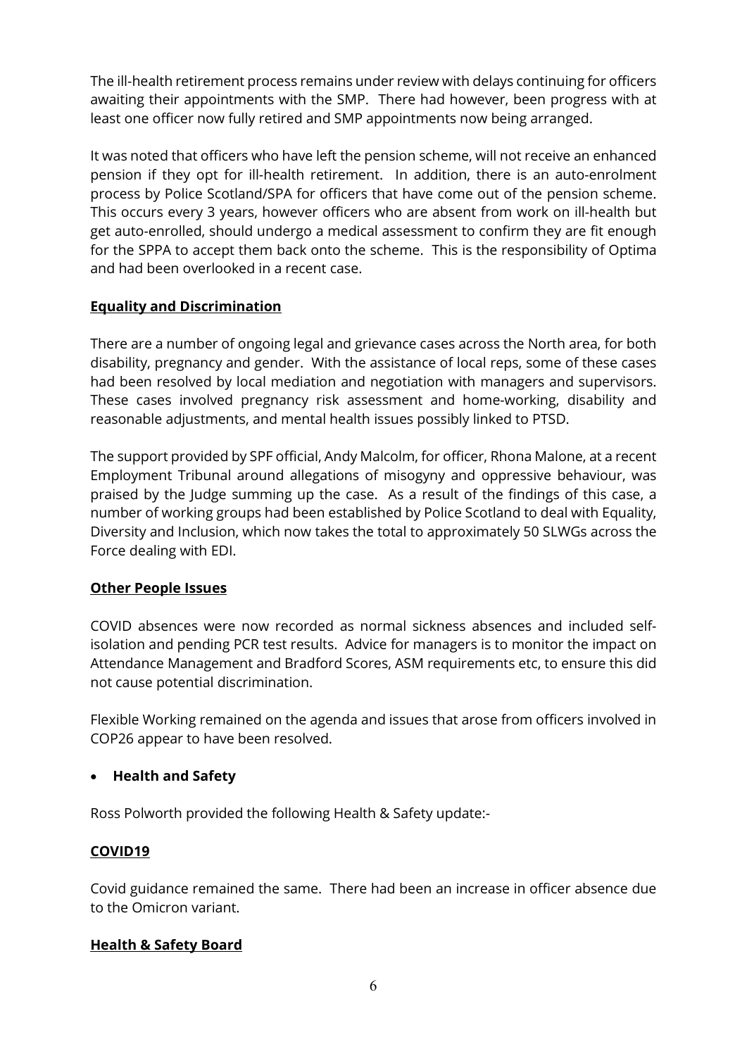The ill-health retirement process remains under review with delays continuing for officers awaiting their appointments with the SMP. There had however, been progress with at least one officer now fully retired and SMP appointments now being arranged.

It was noted that officers who have left the pension scheme, will not receive an enhanced pension if they opt for ill-health retirement. In addition, there is an auto-enrolment process by Police Scotland/SPA for officers that have come out of the pension scheme. This occurs every 3 years, however officers who are absent from work on ill-health but get auto-enrolled, should undergo a medical assessment to confirm they are fit enough for the SPPA to accept them back onto the scheme. This is the responsibility of Optima and had been overlooked in a recent case.

**<u>Equality and Discrimination</u>**

There are a number of ongoing legal and grievance cases across the North area, for both disability, pregnancy and gender. With the assistance of local reps, some of these cases had been resolved by local mediation and negotiation with managers and supervisors. These cases involved pregnancy risk assessment and home-working, disability and reasonable adjustments, and mental health issues possibly linked to PTSD.

The support provided by SPF official, Andy Malcolm, for officer, Rhona Malone, at a recent Employment Tribunal around allegations of misogyny and oppressive behaviour, was praised by the Judge summing up the case. As a result of the findings of this case, a number of working groups had been established by Police Scotland to deal with Equality, Diversity and Inclusion, which now takes the total to approximately 50 SLWGs across the Force dealing with EDI.

**<u>Other People Issues</u>**

COVID absences were now recorded as normal sickness absences and included self-isolation and pending PCR test results. Advice for managers is to monitor the impact on Attendance Management and Bradford Scores, ASM requirements etc, to ensure this did not cause potential discrimination.

Flexible Working remained on the agenda and issues that arose from officers involved in COP26 appear to have been resolved.

- **Health and Safety**

Ross Polworth provided the following Health & Safety update:-

**<u>COVID19</u>**

Covid guidance remained the same. There had been an increase in officer absence due to the Omicron variant.

**<u>Health & Safety Board</u>**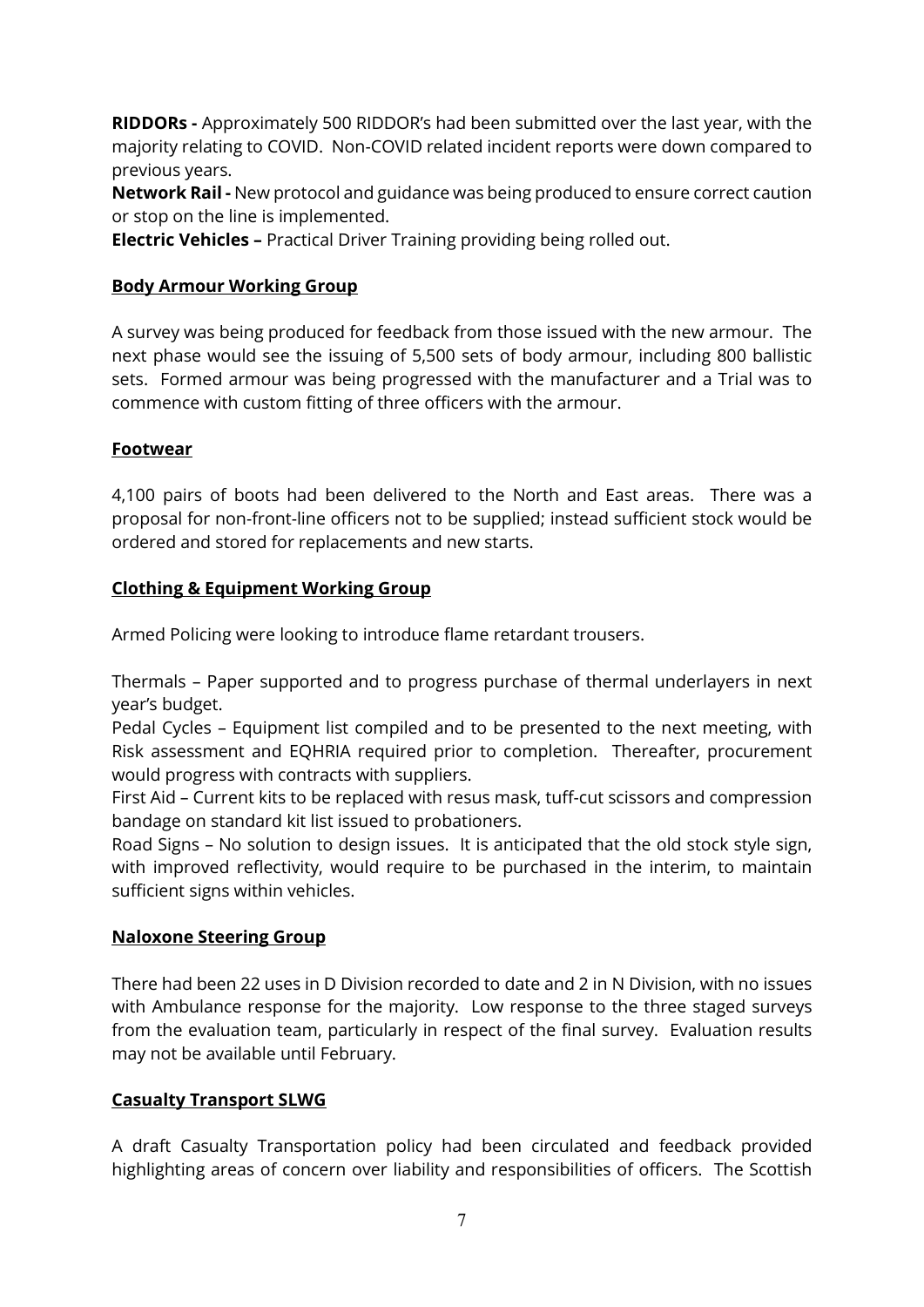**RIDDORs -** Approximately 500 RIDDOR's had been submitted over the last year, with the majority relating to COVID. Non-COVID related incident reports were down compared to previous years.
**Network Rail -** New protocol and guidance was being produced to ensure correct caution or stop on the line is implemented.
**Electric Vehicles –** Practical Driver Training providing being rolled out.

**Body Armour Working Group**

A survey was being produced for feedback from those issued with the new armour. The next phase would see the issuing of 5,500 sets of body armour, including 800 ballistic sets. Formed armour was being progressed with the manufacturer and a Trial was to commence with custom fitting of three officers with the armour.

**Footwear**

4,100 pairs of boots had been delivered to the North and East areas. There was a proposal for non-front-line officers not to be supplied; instead sufficient stock would be ordered and stored for replacements and new starts.

**Clothing & Equipment Working Group**

Armed Policing were looking to introduce flame retardant trousers.

Thermals – Paper supported and to progress purchase of thermal underlayers in next year's budget.
Pedal Cycles – Equipment list compiled and to be presented to the next meeting, with Risk assessment and EQHRIA required prior to completion. Thereafter, procurement would progress with contracts with suppliers.
First Aid – Current kits to be replaced with resus mask, tuff-cut scissors and compression bandage on standard kit list issued to probationers.
Road Signs – No solution to design issues. It is anticipated that the old stock style sign, with improved reflectivity, would require to be purchased in the interim, to maintain sufficient signs within vehicles.

**Naloxone Steering Group**

There had been 22 uses in D Division recorded to date and 2 in N Division, with no issues with Ambulance response for the majority. Low response to the three staged surveys from the evaluation team, particularly in respect of the final survey. Evaluation results may not be available until February.

**Casualty Transport SLWG**

A draft Casualty Transportation policy had been circulated and feedback provided highlighting areas of concern over liability and responsibilities of officers. The Scottish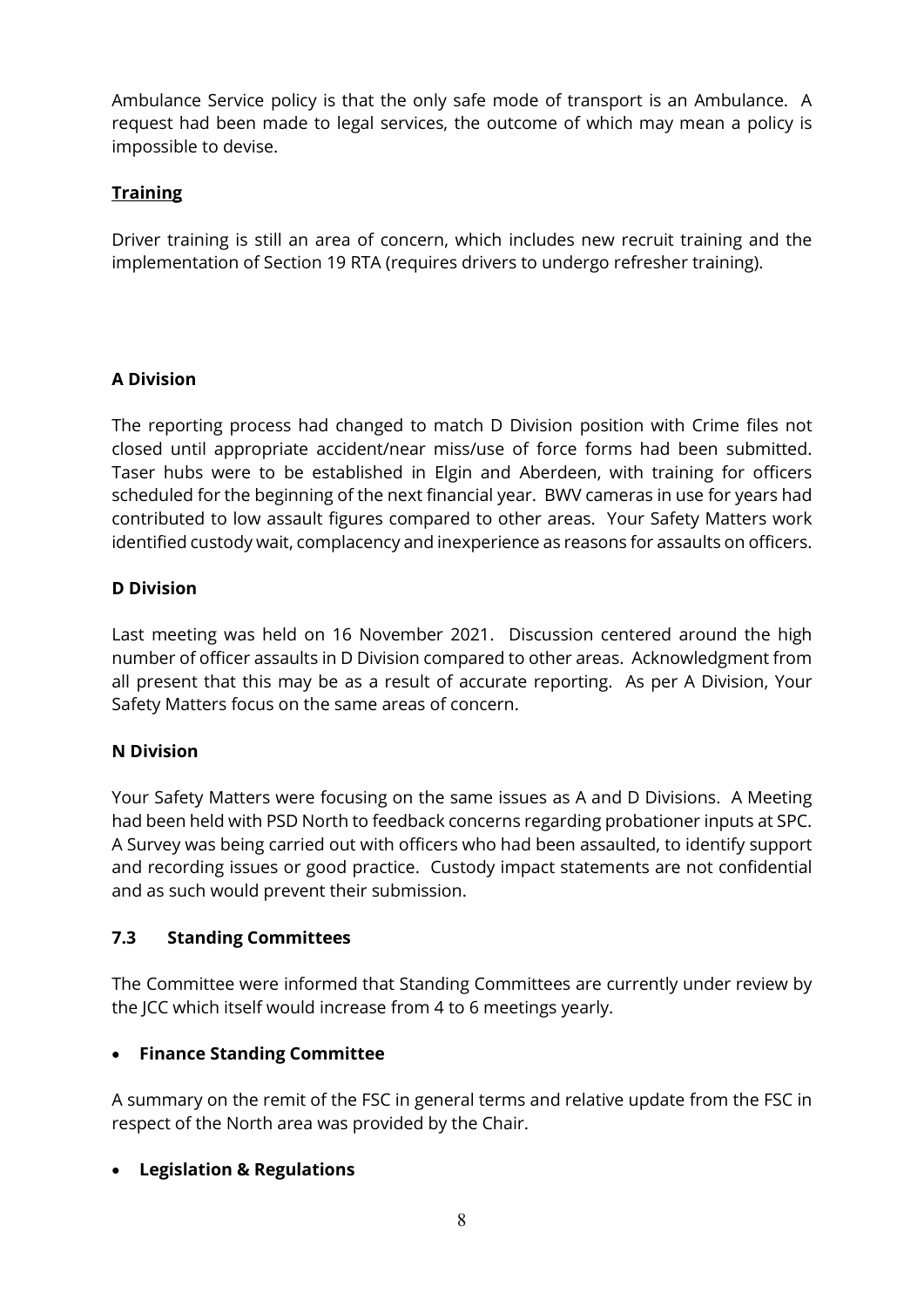Ambulance Service policy is that the only safe mode of transport is an Ambulance. A request had been made to legal services, the outcome of which may mean a policy is impossible to devise.

**Training**

Driver training is still an area of concern, which includes new recruit training and the implementation of Section 19 RTA (requires drivers to undergo refresher training).

**A Division**

The reporting process had changed to match D Division position with Crime files not closed until appropriate accident/near miss/use of force forms had been submitted. Taser hubs were to be established in Elgin and Aberdeen, with training for officers scheduled for the beginning of the next financial year. BWV cameras in use for years had contributed to low assault figures compared to other areas. Your Safety Matters work identified custody wait, complacency and inexperience as reasons for assaults on officers.

**D Division**

Last meeting was held on 16 November 2021. Discussion centered around the high number of officer assaults in D Division compared to other areas. Acknowledgment from all present that this may be as a result of accurate reporting. As per A Division, Your Safety Matters focus on the same areas of concern.

**N Division**

Your Safety Matters were focusing on the same issues as A and D Divisions. A Meeting had been held with PSD North to feedback concerns regarding probationer inputs at SPC. A Survey was being carried out with officers who had been assaulted, to identify support and recording issues or good practice. Custody impact statements are not confidential and as such would prevent their submission.

### 7.3 Standing Committees

The Committee were informed that Standing Committees are currently under review by the JCC which itself would increase from 4 to 6 meetings yearly.

- **Finance Standing Committee**

A summary on the remit of the FSC in general terms and relative update from the FSC in respect of the North area was provided by the Chair.

- **Legislation & Regulations**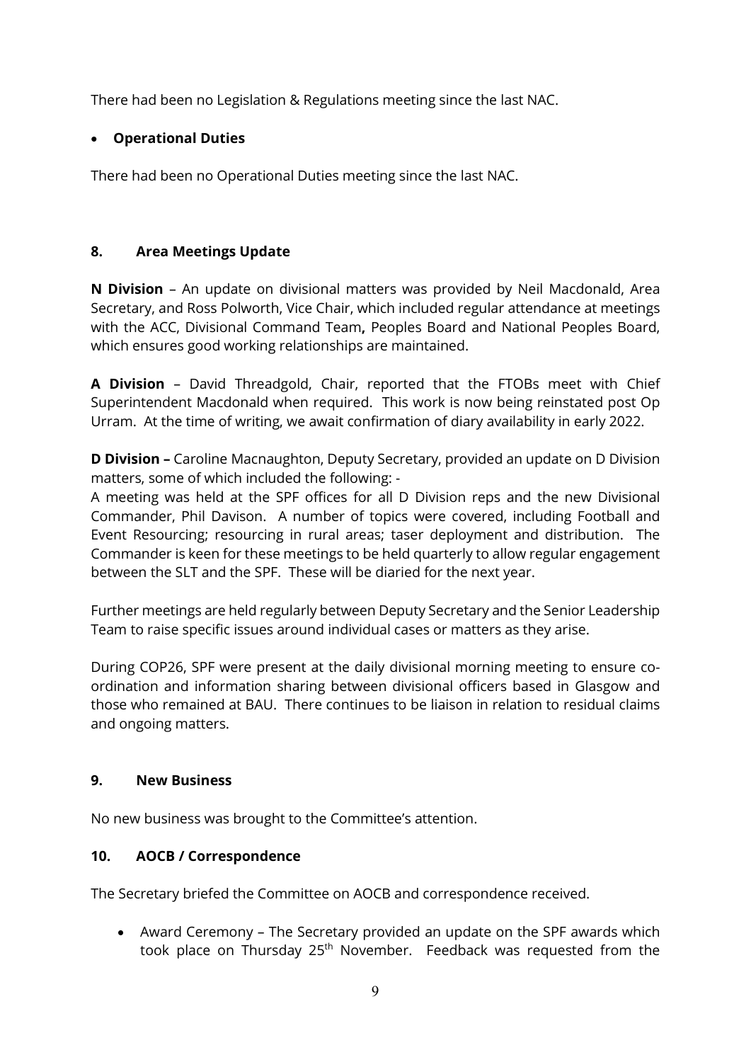There had been no Legislation & Regulations meeting since the last NAC.

- **Operational Duties**

There had been no Operational Duties meeting since the last NAC.

## 8. Area Meetings Update

**N Division** – An update on divisional matters was provided by Neil Macdonald, Area Secretary, and Ross Polworth, Vice Chair, which included regular attendance at meetings with the ACC, Divisional Command Team**,** Peoples Board and National Peoples Board, which ensures good working relationships are maintained.

**A Division** – David Threadgold, Chair, reported that the FTOBs meet with Chief Superintendent Macdonald when required. This work is now being reinstated post Op Urram. At the time of writing, we await confirmation of diary availability in early 2022.

**D Division –** Caroline Macnaughton, Deputy Secretary, provided an update on D Division matters, some of which included the following: -
A meeting was held at the SPF offices for all D Division reps and the new Divisional Commander, Phil Davison. A number of topics were covered, including Football and Event Resourcing; resourcing in rural areas; taser deployment and distribution. The Commander is keen for these meetings to be held quarterly to allow regular engagement between the SLT and the SPF. These will be diaried for the next year.

Further meetings are held regularly between Deputy Secretary and the Senior Leadership Team to raise specific issues around individual cases or matters as they arise.

During COP26, SPF were present at the daily divisional morning meeting to ensure co-ordination and information sharing between divisional officers based in Glasgow and those who remained at BAU. There continues to be liaison in relation to residual claims and ongoing matters.

## 9. New Business

No new business was brought to the Committee's attention.

## 10. AOCB / Correspondence

The Secretary briefed the Committee on AOCB and correspondence received.

- Award Ceremony – The Secretary provided an update on the SPF awards which took place on Thursday 25th November. Feedback was requested from the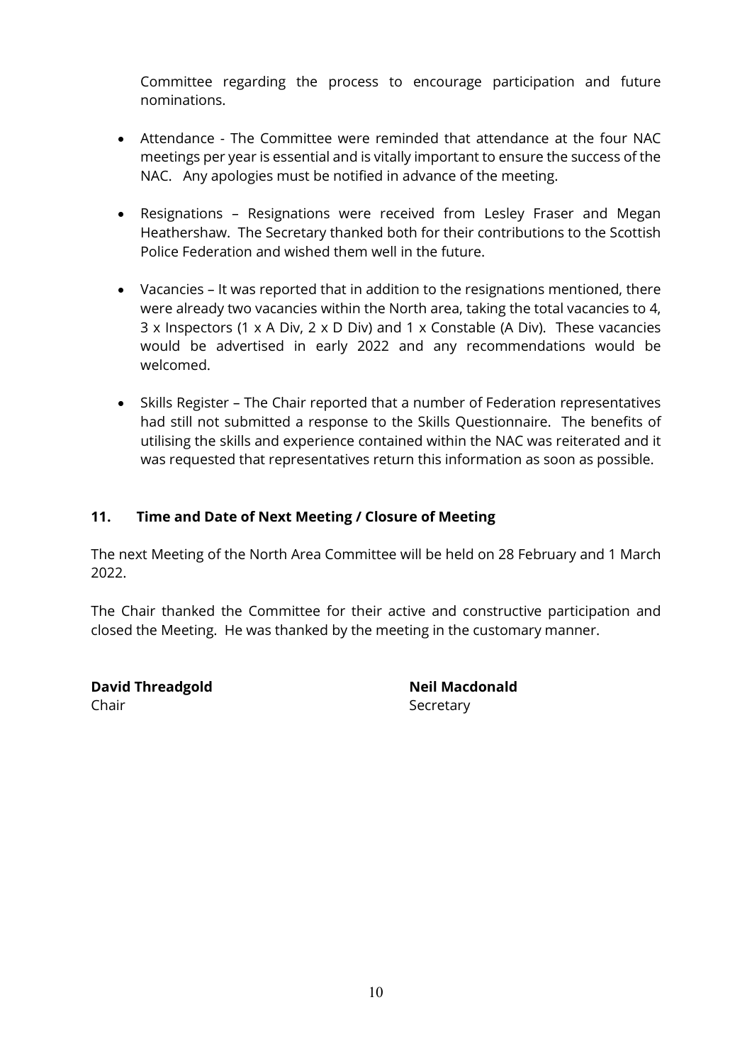Committee regarding the process to encourage participation and future nominations.

- Attendance - The Committee were reminded that attendance at the four NAC meetings per year is essential and is vitally important to ensure the success of the NAC. Any apologies must be notified in advance of the meeting.

- Resignations – Resignations were received from Lesley Fraser and Megan Heathershaw. The Secretary thanked both for their contributions to the Scottish Police Federation and wished them well in the future.

- Vacancies – It was reported that in addition to the resignations mentioned, there were already two vacancies within the North area, taking the total vacancies to 4, 3 x Inspectors (1 x A Div, 2 x D Div) and 1 x Constable (A Div). These vacancies would be advertised in early 2022 and any recommendations would be welcomed.

- Skills Register – The Chair reported that a number of Federation representatives had still not submitted a response to the Skills Questionnaire. The benefits of utilising the skills and experience contained within the NAC was reiterated and it was requested that representatives return this information as soon as possible.

## 11. Time and Date of Next Meeting / Closure of Meeting

The next Meeting of the North Area Committee will be held on 28 February and 1 March 2022.

The Chair thanked the Committee for their active and constructive participation and closed the Meeting. He was thanked by the meeting in the customary manner.

**David Threadgold**
Chair

**Neil Macdonald**
Secretary